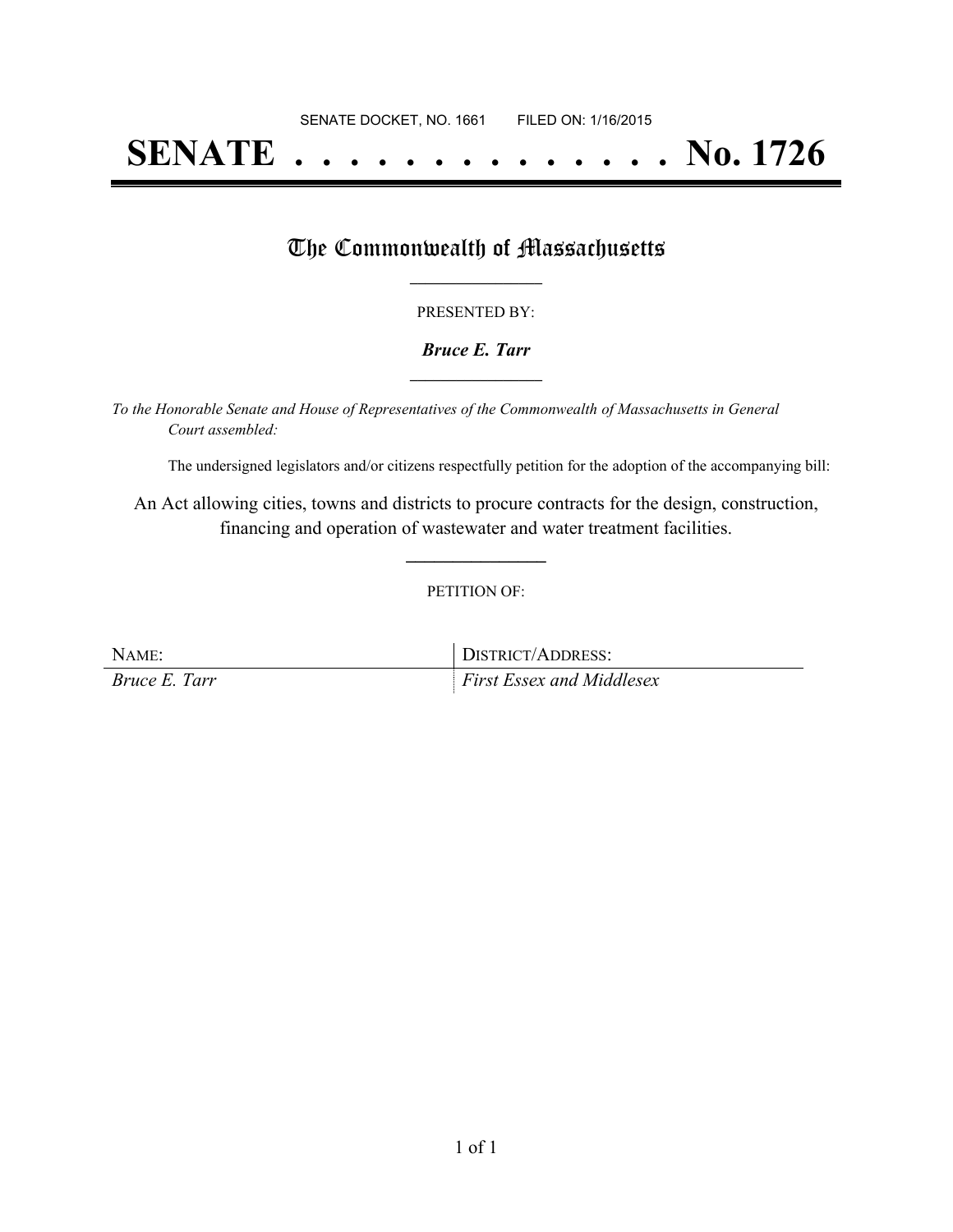SENATE DOCKET, NO. 1661 FILED ON: 1/16/2015

# SENATE . . . . . . . . . . . . . . No. 1726

## The Commonwealth of Massachusetts

PRESENTED BY:

***Bruce E. Tarr***

*To the Honorable Senate and House of Representatives of the Commonwealth of Massachusetts in General Court assembled:*

The undersigned legislators and/or citizens respectfully petition for the adoption of the accompanying bill:

An Act allowing cities, towns and districts to procure contracts for the design, construction, financing and operation of wastewater and water treatment facilities.

PETITION OF:

| NAME: | DISTRICT/ADDRESS: |
| --- | --- |
| *Bruce E. Tarr* | *First Essex and Middlesex* |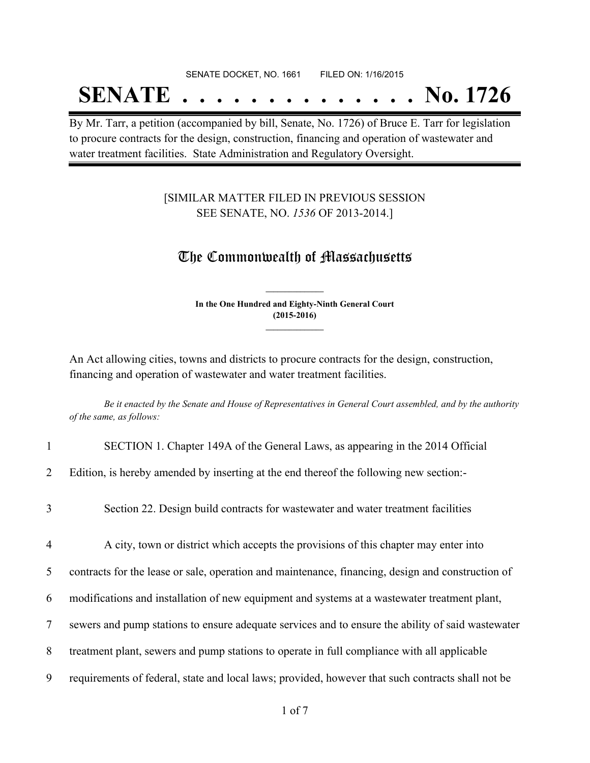SENATE DOCKET, NO. 1661 FILED ON: 1/16/2015

# SENATE . . . . . . . . . . . . . . No. 1726

By Mr. Tarr, a petition (accompanied by bill, Senate, No. 1726) of Bruce E. Tarr for legislation to procure contracts for the design, construction, financing and operation of wastewater and water treatment facilities. State Administration and Regulatory Oversight.

[SIMILAR MATTER FILED IN PREVIOUS SESSION SEE SENATE, NO. *1536* OF 2013-2014.]

## The Commonwealth of Massachusetts

**In the One Hundred and Eighty-Ninth General Court (2015-2016)**

An Act allowing cities, towns and districts to procure contracts for the design, construction, financing and operation of wastewater and water treatment facilities.

*Be it enacted by the Senate and House of Representatives in General Court assembled, and by the authority of the same, as follows:*

1 SECTION 1. Chapter 149A of the General Laws, as appearing in the 2014 Official

2 Edition, is hereby amended by inserting at the end thereof the following new section:-

3 Section 22. Design build contracts for wastewater and water treatment facilities

4 A city, town or district which accepts the provisions of this chapter may enter into

5 contracts for the lease or sale, operation and maintenance, financing, design and construction of

6 modifications and installation of new equipment and systems at a wastewater treatment plant,

7 sewers and pump stations to ensure adequate services and to ensure the ability of said wastewater

8 treatment plant, sewers and pump stations to operate in full compliance with all applicable

9 requirements of federal, state and local laws; provided, however that such contracts shall not be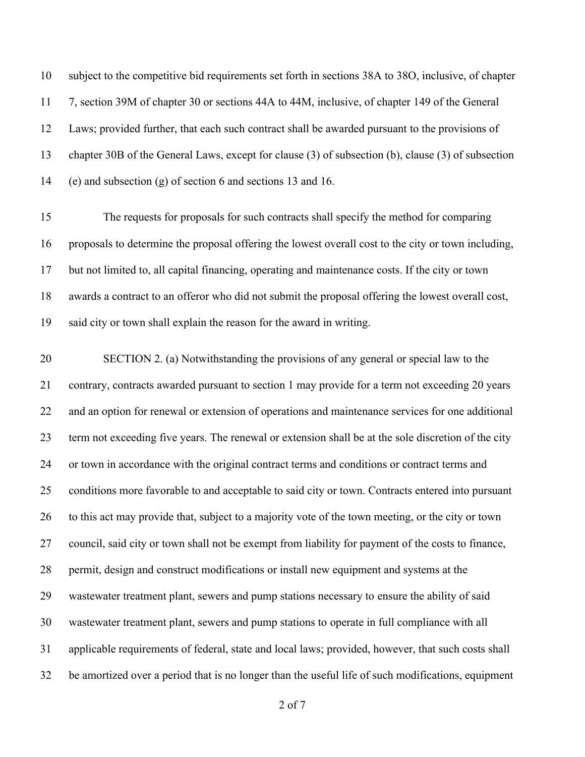subject to the competitive bid requirements set forth in sections 38A to 38O, inclusive, of chapter 7, section 39M of chapter 30 or sections 44A to 44M, inclusive, of chapter 149 of the General Laws; provided further, that each such contract shall be awarded pursuant to the provisions of chapter 30B of the General Laws, except for clause (3) of subsection (b), clause (3) of subsection (e) and subsection (g) of section 6 and sections 13 and 16.

The requests for proposals for such contracts shall specify the method for comparing proposals to determine the proposal offering the lowest overall cost to the city or town including, but not limited to, all capital financing, operating and maintenance costs. If the city or town awards a contract to an offeror who did not submit the proposal offering the lowest overall cost, said city or town shall explain the reason for the award in writing.

SECTION 2. (a) Notwithstanding the provisions of any general or special law to the contrary, contracts awarded pursuant to section 1 may provide for a term not exceeding 20 years and an option for renewal or extension of operations and maintenance services for one additional term not exceeding five years. The renewal or extension shall be at the sole discretion of the city or town in accordance with the original contract terms and conditions or contract terms and conditions more favorable to and acceptable to said city or town. Contracts entered into pursuant to this act may provide that, subject to a majority vote of the town meeting, or the city or town council, said city or town shall not be exempt from liability for payment of the costs to finance, permit, design and construct modifications or install new equipment and systems at the wastewater treatment plant, sewers and pump stations necessary to ensure the ability of said wastewater treatment plant, sewers and pump stations to operate in full compliance with all applicable requirements of federal, state and local laws; provided, however, that such costs shall be amortized over a period that is no longer than the useful life of such modifications, equipment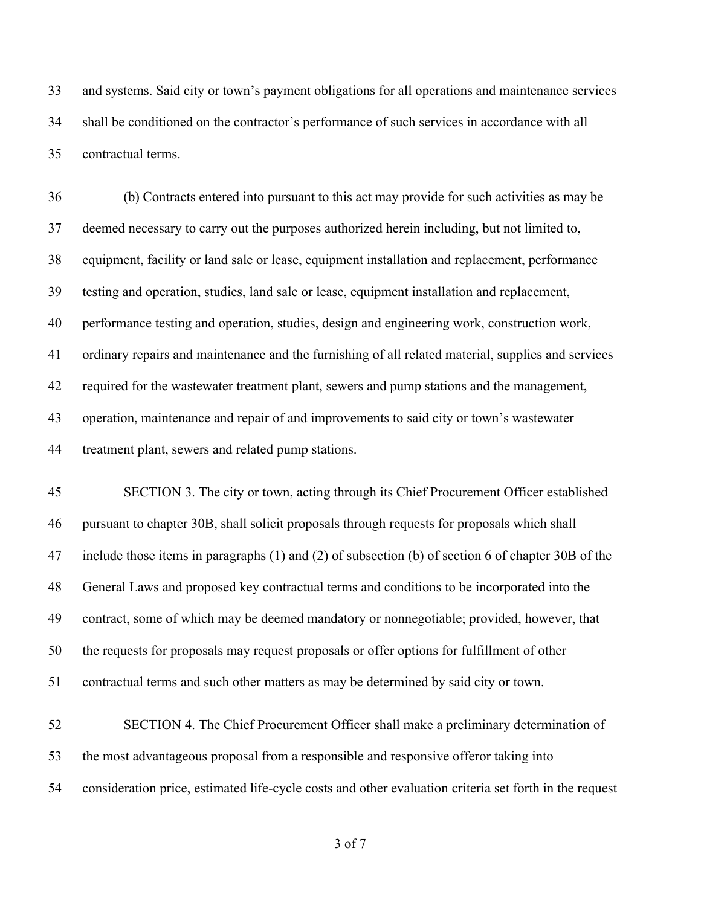and systems. Said city or town's payment obligations for all operations and maintenance services shall be conditioned on the contractor's performance of such services in accordance with all contractual terms.

(b) Contracts entered into pursuant to this act may provide for such activities as may be deemed necessary to carry out the purposes authorized herein including, but not limited to, equipment, facility or land sale or lease, equipment installation and replacement, performance testing and operation, studies, land sale or lease, equipment installation and replacement, performance testing and operation, studies, design and engineering work, construction work, ordinary repairs and maintenance and the furnishing of all related material, supplies and services required for the wastewater treatment plant, sewers and pump stations and the management, operation, maintenance and repair of and improvements to said city or town's wastewater treatment plant, sewers and related pump stations.

SECTION 3. The city or town, acting through its Chief Procurement Officer established pursuant to chapter 30B, shall solicit proposals through requests for proposals which shall include those items in paragraphs (1) and (2) of subsection (b) of section 6 of chapter 30B of the General Laws and proposed key contractual terms and conditions to be incorporated into the contract, some of which may be deemed mandatory or nonnegotiable; provided, however, that the requests for proposals may request proposals or offer options for fulfillment of other contractual terms and such other matters as may be determined by said city or town.

SECTION 4. The Chief Procurement Officer shall make a preliminary determination of the most advantageous proposal from a responsible and responsive offeror taking into consideration price, estimated life-cycle costs and other evaluation criteria set forth in the request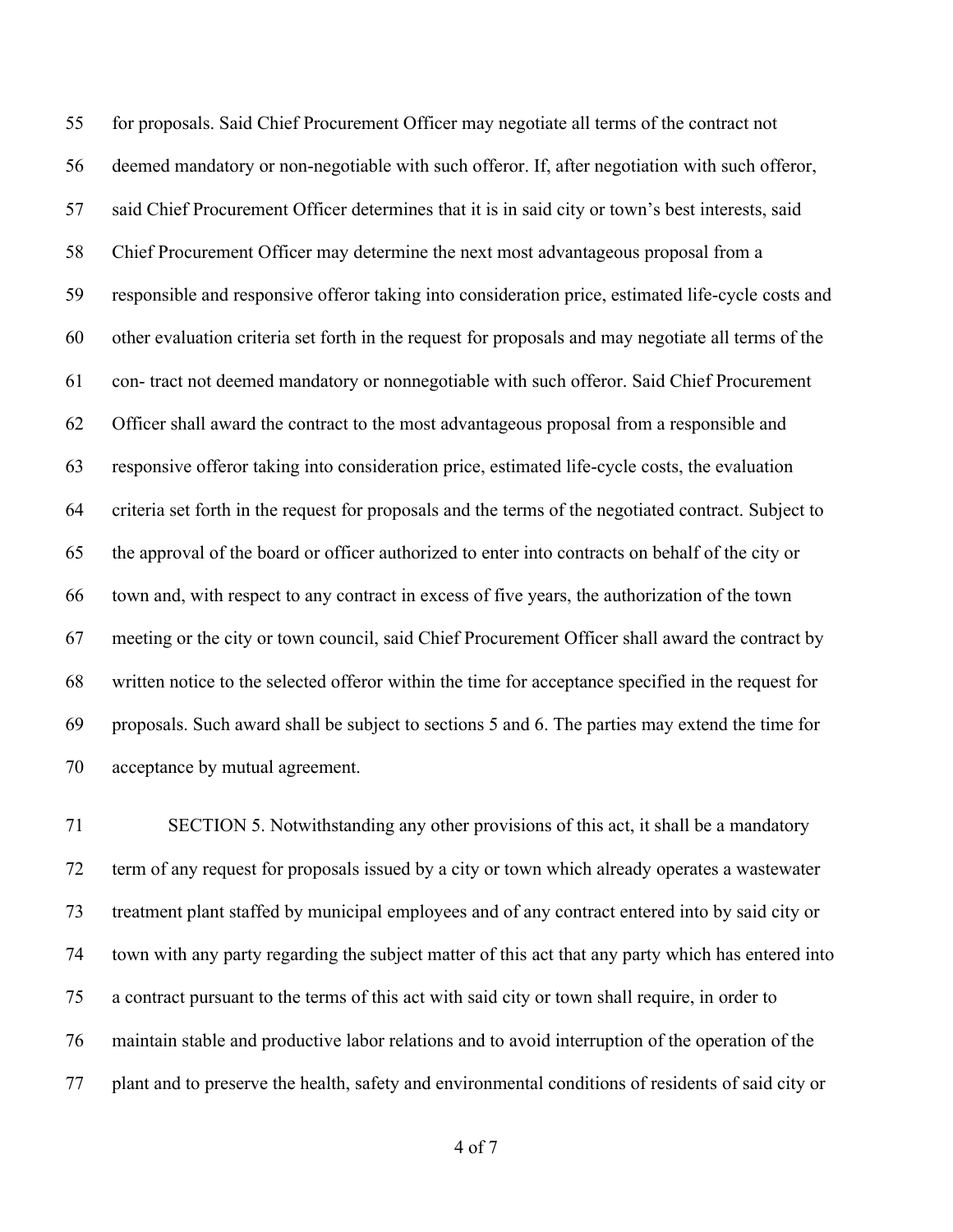for proposals. Said Chief Procurement Officer may negotiate all terms of the contract not deemed mandatory or non-negotiable with such offeror. If, after negotiation with such offeror, said Chief Procurement Officer determines that it is in said city or town's best interests, said Chief Procurement Officer may determine the next most advantageous proposal from a responsible and responsive offeror taking into consideration price, estimated life-cycle costs and other evaluation criteria set forth in the request for proposals and may negotiate all terms of the con- tract not deemed mandatory or nonnegotiable with such offeror. Said Chief Procurement Officer shall award the contract to the most advantageous proposal from a responsible and responsive offeror taking into consideration price, estimated life-cycle costs, the evaluation criteria set forth in the request for proposals and the terms of the negotiated contract. Subject to the approval of the board or officer authorized to enter into contracts on behalf of the city or town and, with respect to any contract in excess of five years, the authorization of the town meeting or the city or town council, said Chief Procurement Officer shall award the contract by written notice to the selected offeror within the time for acceptance specified in the request for proposals. Such award shall be subject to sections 5 and 6. The parties may extend the time for acceptance by mutual agreement.

SECTION 5. Notwithstanding any other provisions of this act, it shall be a mandatory term of any request for proposals issued by a city or town which already operates a wastewater treatment plant staffed by municipal employees and of any contract entered into by said city or town with any party regarding the subject matter of this act that any party which has entered into a contract pursuant to the terms of this act with said city or town shall require, in order to maintain stable and productive labor relations and to avoid interruption of the operation of the plant and to preserve the health, safety and environmental conditions of residents of said city or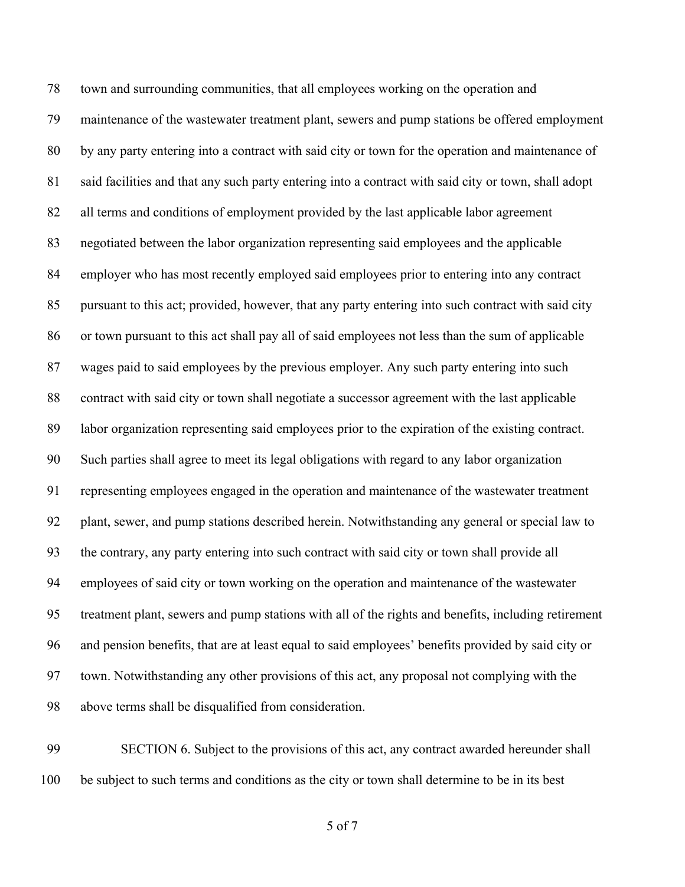town and surrounding communities, that all employees working on the operation and maintenance of the wastewater treatment plant, sewers and pump stations be offered employment by any party entering into a contract with said city or town for the operation and maintenance of said facilities and that any such party entering into a contract with said city or town, shall adopt all terms and conditions of employment provided by the last applicable labor agreement negotiated between the labor organization representing said employees and the applicable employer who has most recently employed said employees prior to entering into any contract pursuant to this act; provided, however, that any party entering into such contract with said city or town pursuant to this act shall pay all of said employees not less than the sum of applicable wages paid to said employees by the previous employer. Any such party entering into such contract with said city or town shall negotiate a successor agreement with the last applicable labor organization representing said employees prior to the expiration of the existing contract. Such parties shall agree to meet its legal obligations with regard to any labor organization representing employees engaged in the operation and maintenance of the wastewater treatment plant, sewer, and pump stations described herein. Notwithstanding any general or special law to the contrary, any party entering into such contract with said city or town shall provide all employees of said city or town working on the operation and maintenance of the wastewater treatment plant, sewers and pump stations with all of the rights and benefits, including retirement and pension benefits, that are at least equal to said employees' benefits provided by said city or town. Notwithstanding any other provisions of this act, any proposal not complying with the above terms shall be disqualified from consideration.

SECTION 6. Subject to the provisions of this act, any contract awarded hereunder shall be subject to such terms and conditions as the city or town shall determine to be in its best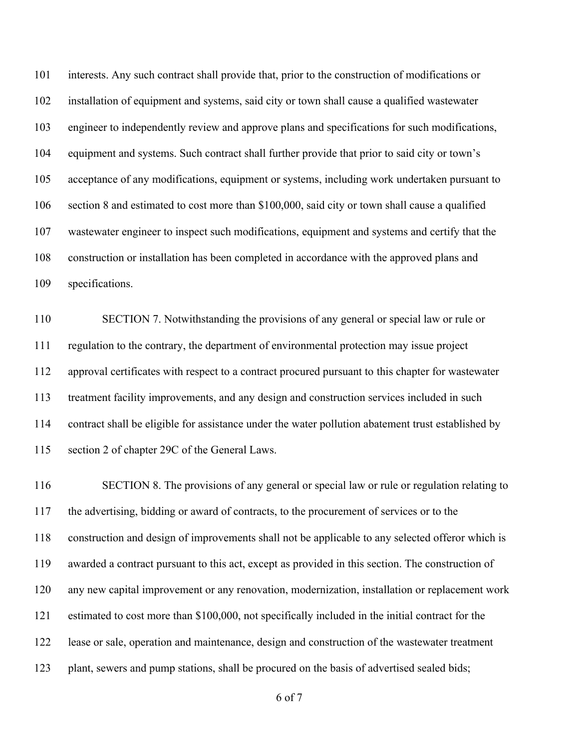interests. Any such contract shall provide that, prior to the construction of modifications or installation of equipment and systems, said city or town shall cause a qualified wastewater engineer to independently review and approve plans and specifications for such modifications, equipment and systems. Such contract shall further provide that prior to said city or town's acceptance of any modifications, equipment or systems, including work undertaken pursuant to section 8 and estimated to cost more than $100,000, said city or town shall cause a qualified wastewater engineer to inspect such modifications, equipment and systems and certify that the construction or installation has been completed in accordance with the approved plans and specifications.

SECTION 7. Notwithstanding the provisions of any general or special law or rule or regulation to the contrary, the department of environmental protection may issue project approval certificates with respect to a contract procured pursuant to this chapter for wastewater treatment facility improvements, and any design and construction services included in such contract shall be eligible for assistance under the water pollution abatement trust established by section 2 of chapter 29C of the General Laws.

SECTION 8. The provisions of any general or special law or rule or regulation relating to the advertising, bidding or award of contracts, to the procurement of services or to the construction and design of improvements shall not be applicable to any selected offeror which is awarded a contract pursuant to this act, except as provided in this section. The construction of any new capital improvement or any renovation, modernization, installation or replacement work estimated to cost more than $100,000, not specifically included in the initial contract for the lease or sale, operation and maintenance, design and construction of the wastewater treatment plant, sewers and pump stations, shall be procured on the basis of advertised sealed bids;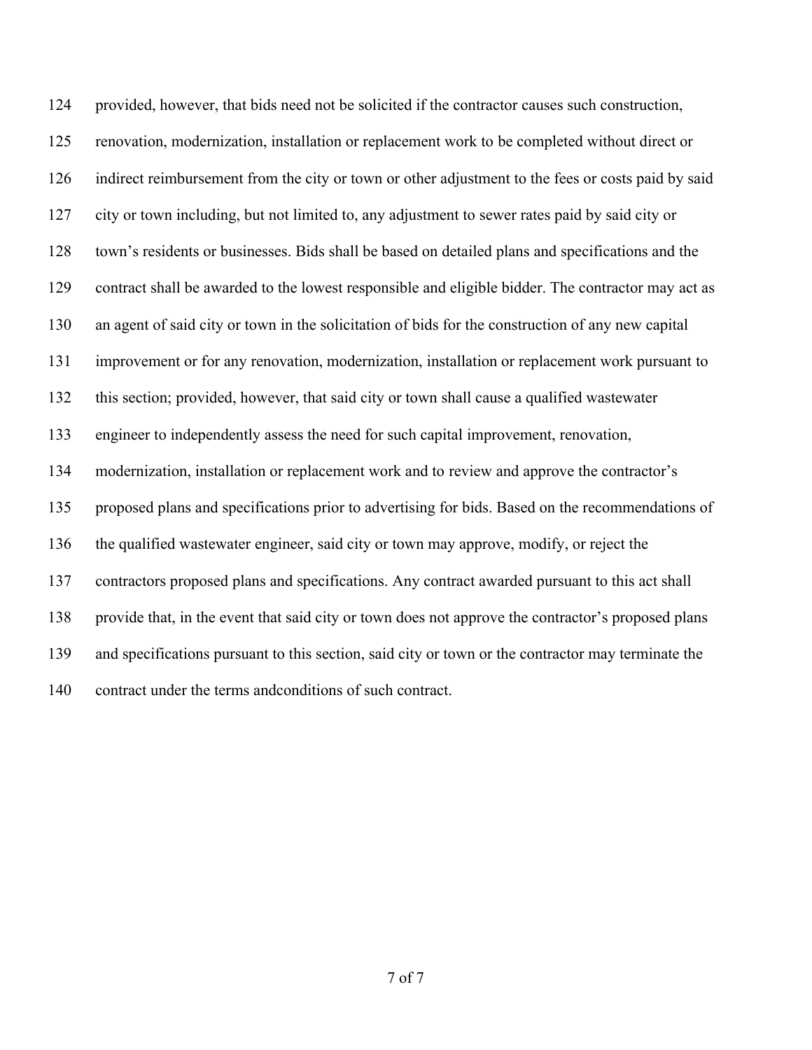provided, however, that bids need not be solicited if the contractor causes such construction, renovation, modernization, installation or replacement work to be completed without direct or indirect reimbursement from the city or town or other adjustment to the fees or costs paid by said city or town including, but not limited to, any adjustment to sewer rates paid by said city or town's residents or businesses. Bids shall be based on detailed plans and specifications and the contract shall be awarded to the lowest responsible and eligible bidder. The contractor may act as an agent of said city or town in the solicitation of bids for the construction of any new capital improvement or for any renovation, modernization, installation or replacement work pursuant to this section; provided, however, that said city or town shall cause a qualified wastewater engineer to independently assess the need for such capital improvement, renovation, modernization, installation or replacement work and to review and approve the contractor's proposed plans and specifications prior to advertising for bids. Based on the recommendations of the qualified wastewater engineer, said city or town may approve, modify, or reject the contractors proposed plans and specifications. Any contract awarded pursuant to this act shall provide that, in the event that said city or town does not approve the contractor's proposed plans and specifications pursuant to this section, said city or town or the contractor may terminate the contract under the terms andconditions of such contract.